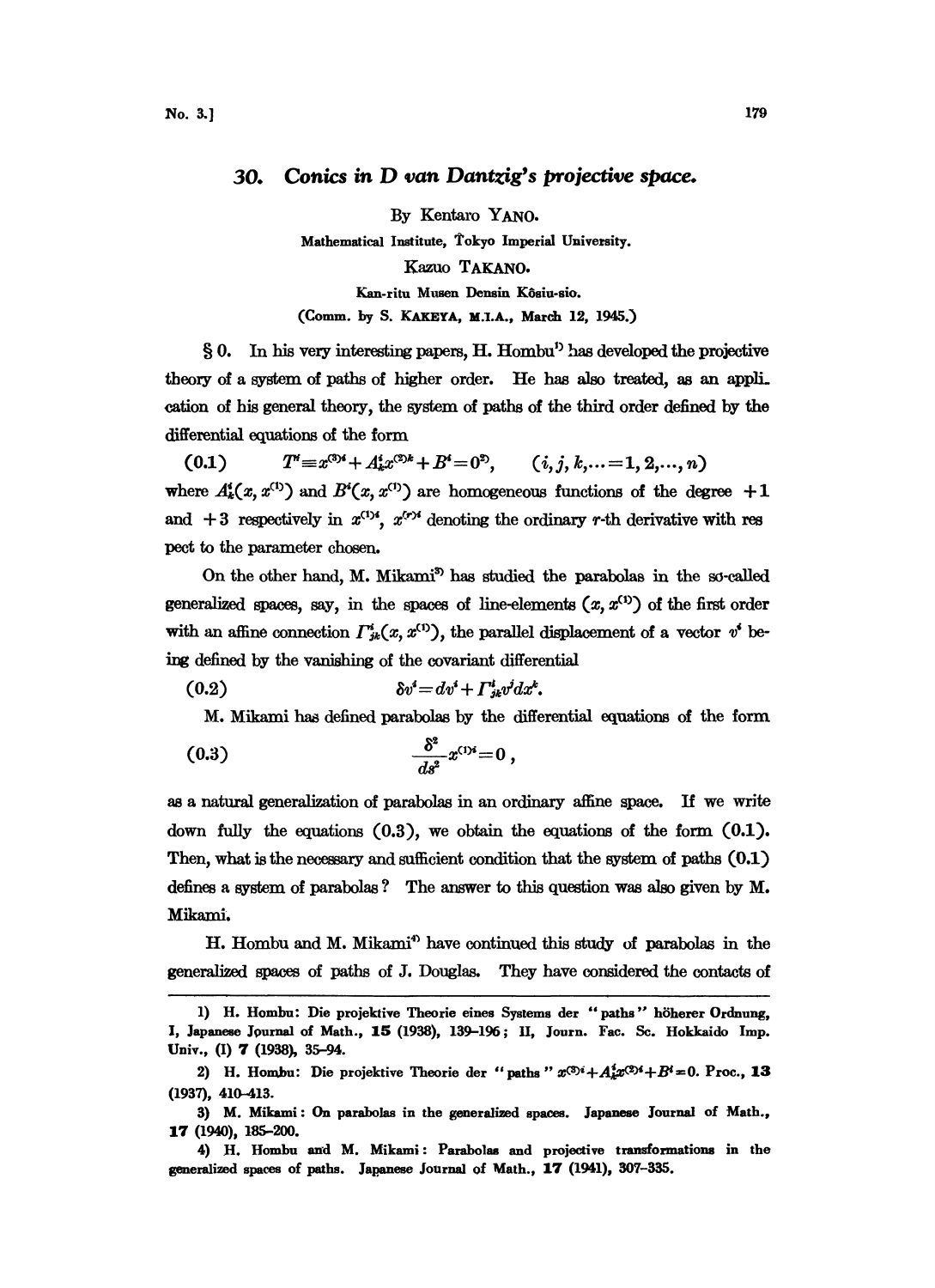## 30. *Conics in D van Dantzig's projective space.*

By Kentaro YANO.

Mathematical Institute, Tokyo Imperial University.

Kazuo TAKANO.

Kan-ritu Musen Densin Kôsiu-sio.

(Comm. by S. KAKEYA, M.I.A., March 12, 1945.)

§ 0. In his very interesting papers, H. Hombu[1] has developed the projective theory of a system of paths of higher order. He has also treated, as an application of his general theory, the system of paths of the third order defined by the differential equations of the form

$$(0.1) \qquad T^i \equiv x^{(3)i} + A^i_k x^{(2)k} + B^i = 0^{2)}, \qquad (i, j, k, \dots = 1, 2, \dots, n)$$

where $A^i_k(x, x^{(1)})$ and $B^i(x, x^{(1)})$ are homogeneous functions of the degree $+1$ and $+3$ respectively in $x^{(1)i}$, $x^{(r)i}$ denoting the ordinary $r$-th derivative with respect to the parameter chosen.

On the other hand, M. Mikami[3] has studied the parabolas in the so-called generalized spaces, say, in the spaces of line-elements $(x, x^{(1)})$ of the first order with an affine connection $\Gamma^i_{jk}(x, x^{(1)})$, the parallel displacement of a vector $v^i$ being defined by the vanishing of the covariant differential

$$(0.2) \qquad \delta v^i = dv^i + \Gamma^i_{jk} v^j dx^k.$$

M. Mikami has defined parabolas by the differential equations of the form

$$(0.3) \qquad \frac{\delta^2}{ds^2} x^{(1)i} = 0\,,$$

as a natural generalization of parabolas in an ordinary affine space. If we write down fully the equations (0.3), we obtain the equations of the form (0.1). Then, what is the necessary and sufficient condition that the system of paths (0.1) defines a system of parabolas? The answer to this question was also given by M. Mikami.

H. Hombu and M. Mikami[4] have continued this study of parabolas in the generalized spaces of paths of J. Douglas. They have considered the contacts of

---

1) H. Hombu: Die projektive Theorie eines Systems der "paths" höherer Ordnung, I, Japanese Journal of Math., **15** (1938), 139–196; II, Journ. Fac. Sc. Hokkaido Imp. Univ., (I) **7** (1938), 35–94.

2) H. Hombu: Die projektive Theorie der "paths" $x^{(3)i} + A^i_k x^{(2)i} + B^i = 0$. Proc., **13** (1937), 410–413.

3) M. Mikami: On parabolas in the generalized spaces. Japanese Journal of Math., **17** (1940), 185–200.

4) H. Hombu and M. Mikami: Parabolas and projective transformations in the generalized spaces of paths. Japanese Journal of Math., **17** (1941), 307–335.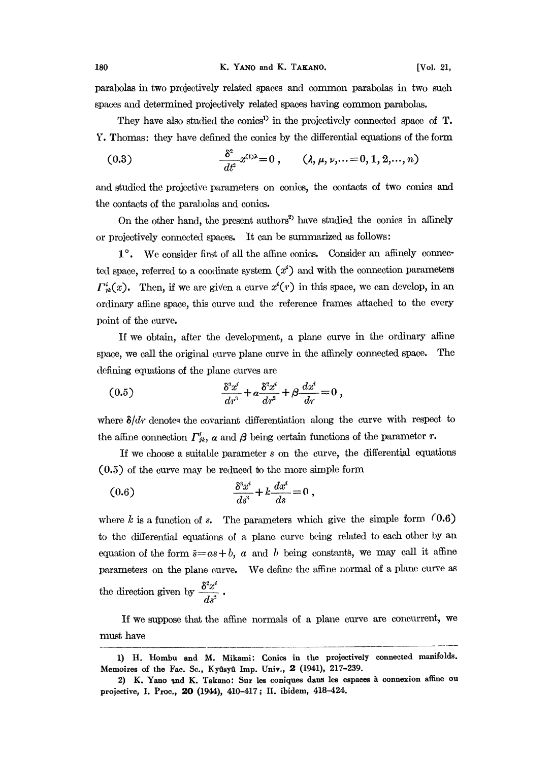parabolas in two projectively related spaces and common parabolas in two such spaces and determined projectively related spaces having common parabolas.

They have also studied the conics[1] in the projectively connected space of T. Y. Thomas: they have defined the conics by the differential equations of the form

$$\frac{\delta^2}{dt^2} x^{(1)\lambda} = 0\,, \qquad (\lambda, \mu, \nu, \ldots = 0, 1, 2, \ldots, n) \tag{0.3}$$

and studied the projective parameters on conics, the contacts of two conics and the contacts of the parabolas and conics.

On the other hand, the present authors[2] have studied the conics in affinely or projectively connected spaces. It can be summarized as follows:

1°. We consider first of all the affine conics. Consider an affinely connected space, referred to a coordinate system $(x^i)$ and with the connection parameters $\Gamma^i_{jk}(x)$. Then, if we are given a curve $x^i(r)$ in this space, we can develop, in an ordinary affine space, this curve and the reference frames attached to the every point of the curve.

If we obtain, after the development, a plane curve in the ordinary affine space, we call the original curve plane curve in the affinely connected space. The defining equations of the plane curves are

$$\frac{\delta^3 x^i}{dr^3} + \alpha \frac{\delta^2 x^i}{dr^2} + \beta \frac{dx^i}{dr} = 0\,, \tag{0.5}$$

where $\delta/dr$ denotes the covariant differentiation along the curve with respect to the affine connection $\Gamma^i_{jk}$, $\alpha$ and $\beta$ being certain functions of the parameter $r$.

If we choose a suitable parameter $s$ on the curve, the differential equations (0.5) of the curve may be reduced to the more simple form

$$\frac{\delta^3 x^i}{ds^3} + k \frac{dx^i}{ds} = 0\,, \tag{0.6}$$

where $k$ is a function of $s$. The parameters which give the simple form (0.6) to the differential equations of a plane curve being related to each other by an equation of the form $\bar{s} = as + b$, $a$ and $b$ being constants, we may call it affine parameters on the plane curve. We define the affine normal of a plane curve as the direction given by $\dfrac{\delta^2 x^i}{ds^2}$.

If we suppose that the affine normals of a plane curve are concurrent, we must have

---

1) H. Hombu and M. Mikami: Conics in the projectively connected manifolds. Memoires of the Fac. Sc., Kyûsyû Imp. Univ., **2** (1941), 217–239.

2) K. Yano and K. Takano: Sur les coniques dans les espaces à connexion affine ou projective, I. Proc., **20** (1944), 410–417; II. ibidem, 418–424.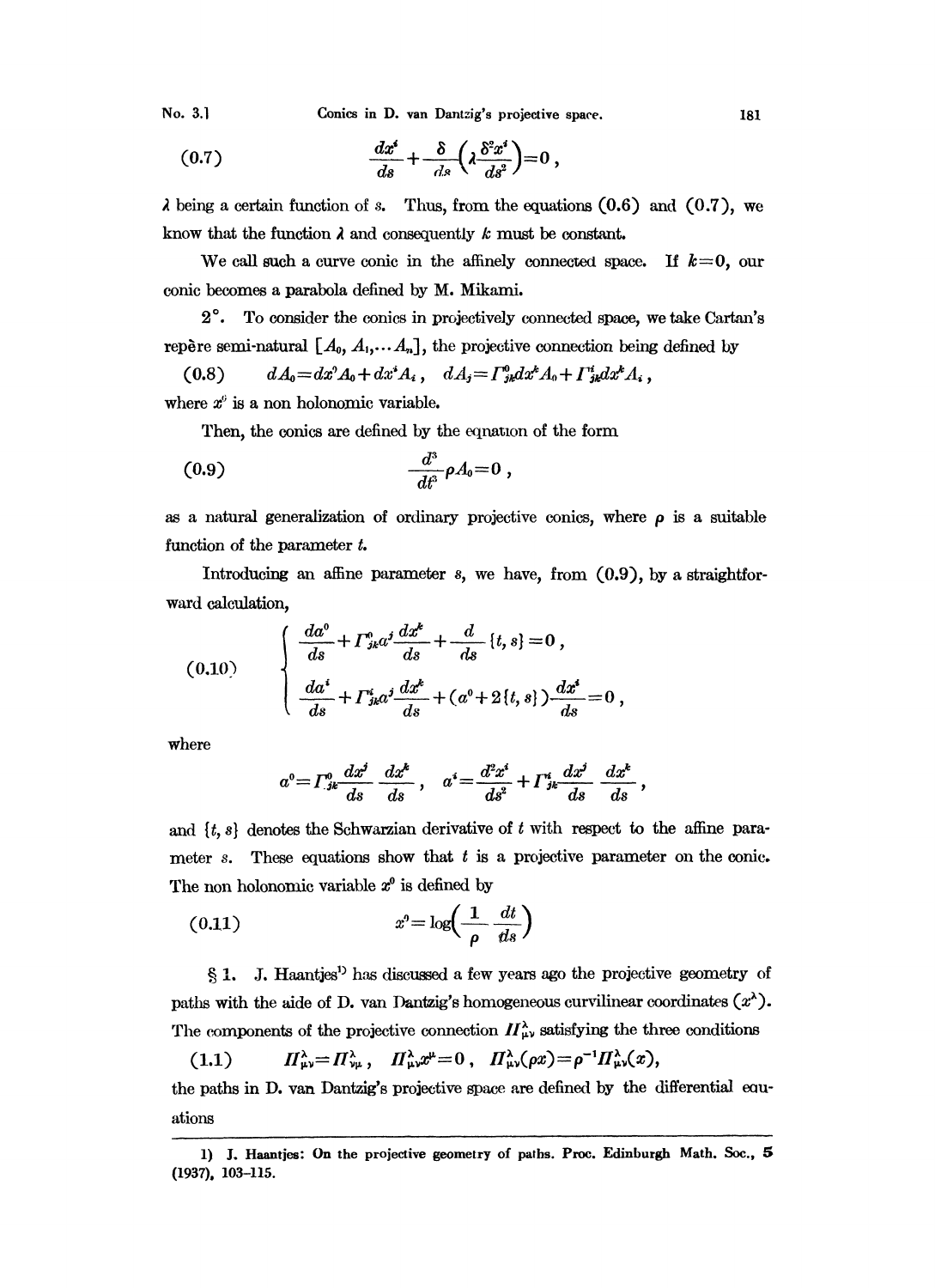$$\frac{dx^i}{ds}+\frac{\delta}{ds}\left(\lambda\frac{\delta^2 x^i}{ds^2}\right)=0\,, \tag{0.7}$$

$\lambda$ being a certain function of $s$. Thus, from the equations (0.6) and (0.7), we know that the function $\lambda$ and consequently $k$ must be constant.

We call such a curve conic in the affinely connected space. If $k=0$, our conic becomes a parabola defined by M. Mikami.

2°. To consider the conics in projectively connected space, we take Cartan's repère semi-natural $[A_0, A_1, \cdots A_n]$, the projective connection being defined by

$$dA_0=dx^0 A_0+dx^i A_i\,,\quad dA_j=\Gamma^0_{jk}dx^k A_0+\Gamma^i_{jk}dx^k A_i\,, \tag{0.8}$$

where $x^0$ is a non holonomic variable.

Then, the conics are defined by the equation of the form

$$\frac{d^3}{dt^3}\rho A_0=0\,, \tag{0.9}$$

as a natural generalization of ordinary projective conics, where $\rho$ is a suitable function of the parameter $t$.

Introducing an affine parameter $s$, we have, from (0.9), by a straightforward calculation,

$$\begin{cases} \dfrac{da^0}{ds}+\Gamma^0_{jk}a^j\dfrac{dx^k}{ds}+\dfrac{d}{ds}\{t, s\}=0\,, \\[2ex] \dfrac{da^i}{ds}+\Gamma^i_{jk}a^j\dfrac{dx^k}{ds}+(a^0+2\{t, s\})\dfrac{dx^i}{ds}=0\,, \end{cases} \tag{0.10}$$

where

$$a^0=\Gamma^0_{jk}\frac{dx^j}{ds}\frac{dx^k}{ds}\,,\quad a^i=\frac{d^2x^i}{ds^2}+\Gamma^i_{jk}\frac{dx^j}{ds}\frac{dx^k}{ds}\,,$$

and $\{t, s\}$ denotes the Schwarzian derivative of $t$ with respect to the affine parameter $s$. These equations show that $t$ is a projective parameter on the conic. The non holonomic variable $x^0$ is defined by

$$x^0=\log\left(\frac{1}{\rho}\frac{dt}{ds}\right) \tag{0.11}$$

§ 1. J. Haantjes[1] has discussed a few years ago the projective geometry of paths with the aide of D. van Dantzig's homogeneous curvilinear coordinates $(x^\lambda)$. The components of the projective connection $\Pi^\lambda_{\mu\nu}$ satisfying the three conditions

$$\Pi^\lambda_{\mu\nu}=\Pi^\lambda_{\nu\mu}\,,\quad \Pi^\lambda_{\mu\nu}x^\mu=0\,,\quad \Pi^\lambda_{\mu\nu}(\rho x)=\rho^{-1}\Pi^\lambda_{\mu\nu}(x), \tag{1.1}$$

the paths in D. van Dantzig's projective space are defined by the differential equations

---

1) J. Haantjes: On the projective geometry of paths. Proc. Edinburgh Math. Soc., 5 (1937), 103–115.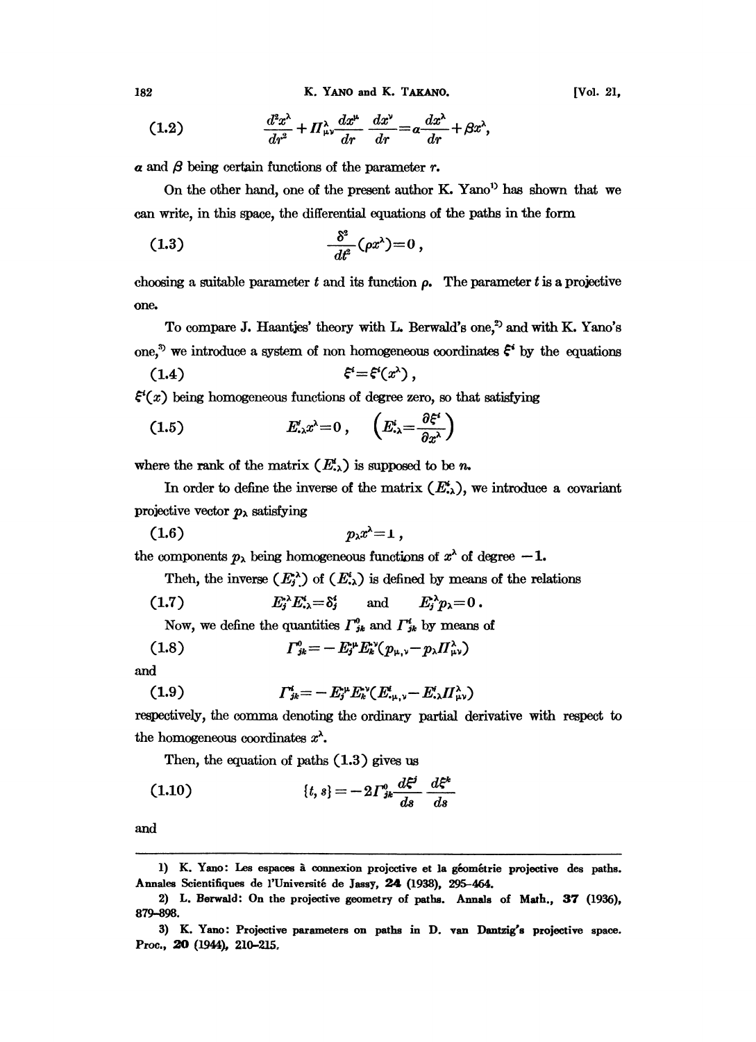$$\frac{d^2x^\lambda}{dr^2} + \Pi^\lambda_{\mu\nu}\frac{dx^\mu}{dr}\frac{dx^\nu}{dr} = \alpha\frac{dx^\lambda}{dr} + \beta x^\lambda, \tag{1.2}$$

$\alpha$ and $\beta$ being certain functions of the parameter $r$.

On the other hand, one of the present author K. Yano[1] has shown that we can write, in this space, the differential equations of the paths in the form

$$\frac{\delta^2}{dt^2}(\rho x^\lambda) = 0, \tag{1.3}$$

choosing a suitable parameter $t$ and its function $\rho$. The parameter $t$ is a projective one.

To compare J. Haantjes' theory with L. Berwald's one,[2] and with K. Yano's one,[3] we introduce a system of non homogeneous coordinates $\xi^i$ by the equations

$$\xi^i = \xi^i(x^\lambda), \tag{1.4}$$

$\xi^i(x)$ being homogeneous functions of degree zero, so that satisfying

$$E^i_{\cdot\lambda}x^\lambda = 0, \quad \left(E^i_{\cdot\lambda} = \frac{\partial \xi^i}{\partial x^\lambda}\right) \tag{1.5}$$

where the rank of the matrix $(E^i_{\cdot\lambda})$ is supposed to be $n$.

In order to define the inverse of the matrix $(E^i_{\cdot\lambda})$, we introduce a covariant projective vector $p_\lambda$ satisfying

$$p_\lambda x^\lambda = 1, \tag{1.6}$$

the components $p_\lambda$ being homogeneous functions of $x^\lambda$ of degree $-1$.

Then, the inverse $(E^{\cdot\lambda}_j)$ of $(E^i_{\cdot\lambda})$ is defined by means of the relations

$$E^{\cdot\lambda}_j E^i_{\cdot\lambda} = \delta^i_j \quad \text{and} \quad E^{\cdot\lambda}_j p_\lambda = 0. \tag{1.7}$$

Now, we define the quantities $\Gamma^0_{jk}$ and $\Gamma^i_{jk}$ by means of

$$\Gamma^0_{jk} = -E^{\cdot\mu}_j E^{\cdot\nu}_k (p_{\mu,\nu} - p_\lambda \Pi^\lambda_{\mu\nu}) \tag{1.8}$$

and

$$\Gamma^i_{jk} = -E^{\cdot\mu}_j E^{\cdot\nu}_k (E^i_{\cdot\mu,\nu} - E^i_{\cdot\lambda}\Pi^\lambda_{\mu\nu}) \tag{1.9}$$

respectively, the comma denoting the ordinary partial derivative with respect to the homogeneous coordinates $x^\lambda$.

Then, the equation of paths (1.3) gives us

$$\{t, s\} = -2\Gamma^0_{jk}\frac{d\xi^j}{ds}\frac{d\xi^k}{ds} \tag{1.10}$$

and

---

1) K. Yano: Les espaces à connexion projective et la géométrie projective des paths. Annales Scientifiques de l'Université de Jassy, **24** (1938), 295–464.

2) L. Berwald: On the projective geometry of paths. Annals of Math., **37** (1936), 879–898.

3) K. Yano: Projective parameters on paths in D. van Dantzig's projective space. Proc., **20** (1944), 210–215.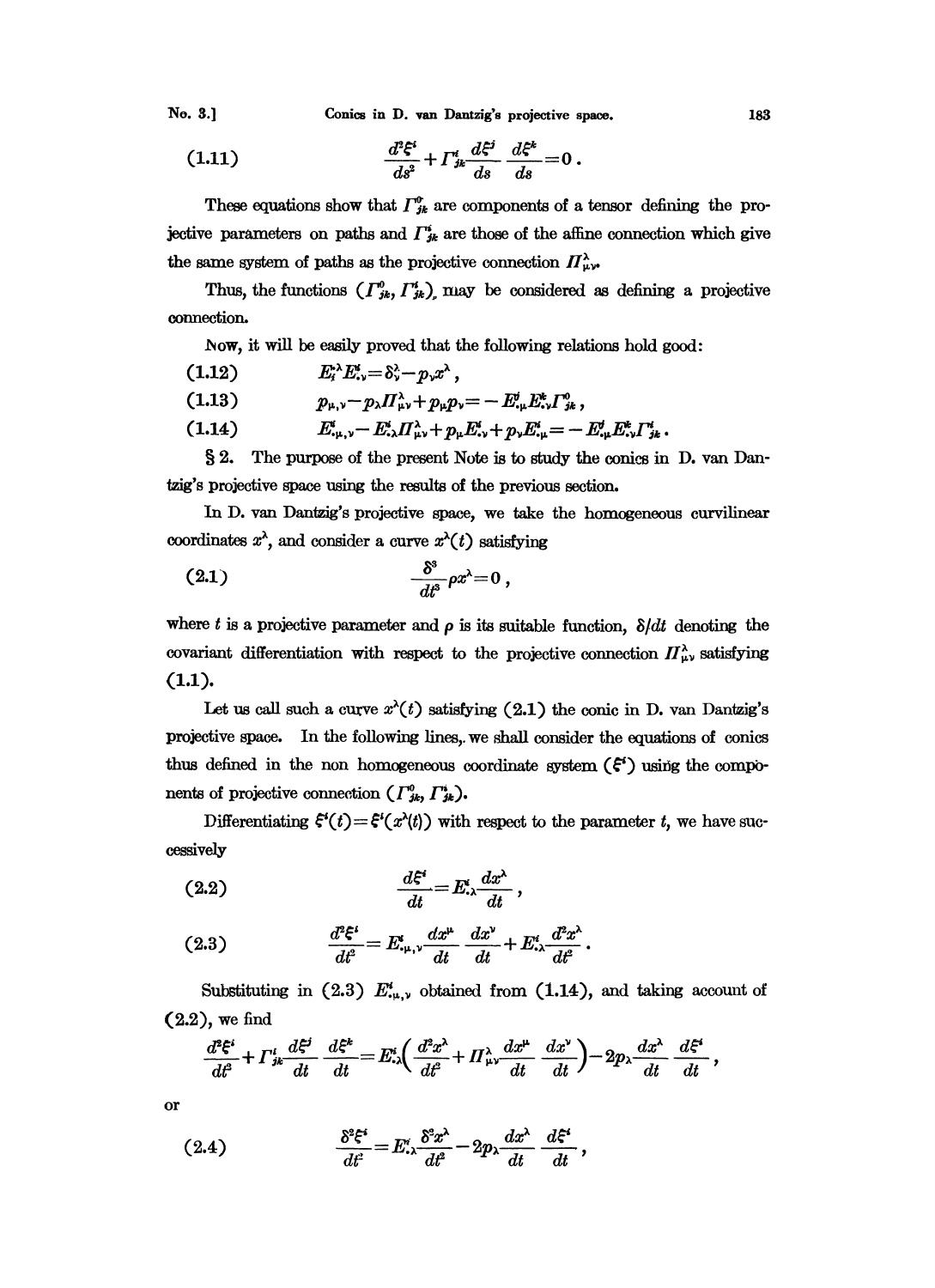$$\frac{d^2\xi^i}{ds^2}+\Gamma^i_{jk}\frac{d\xi^j}{ds}\frac{d\xi^k}{ds}=0\,. \tag{1.11}$$

These equations show that $\Gamma^0_{jk}$ are components of a tensor defining the projective parameters on paths and $\Gamma^i_{jk}$ are those of the affine connection which give the same system of paths as the projective connection $\Pi^\lambda_{\mu\nu}$.

Thus, the functions $(\Gamma^0_{jk}, \Gamma^i_{jk})$, may be considered as defining a projective connection.

Now, it will be easily proved that the following relations hold good:

$$E^{\cdot\lambda}_i E^i_{\cdot\nu}=\delta^\lambda_\nu - p_\nu x^\lambda\,, \tag{1.12}$$

$$p_{\mu,\nu}-p_\lambda \Pi^\lambda_{\mu\nu}+p_\mu p_\nu = -E^j_{\cdot\mu}E^k_{\cdot\nu}\Gamma^0_{jk}\,, \tag{1.13}$$

$$E^i_{\cdot\mu,\nu}-E^i_{\cdot\lambda}\Pi^\lambda_{\mu\nu}+p_\mu E^i_{\cdot\nu}+p_\nu E^i_{\cdot\mu}=-E^j_{\cdot\mu}E^k_{\cdot\nu}\Gamma^i_{jk}\,. \tag{1.14}$$

§ 2. The purpose of the present Note is to study the conics in D. van Dantzig's projective space using the results of the previous section.

In D. van Dantzig's projective space, we take the homogeneous curvilinear coordinates $x^\lambda$, and consider a curve $x^\lambda(t)$ satisfying

$$\frac{\delta^3}{dt^3}\rho x^\lambda = 0\,, \tag{2.1}$$

where $t$ is a projective parameter and $\rho$ is its suitable function, $\delta/dt$ denoting the covariant differentiation with respect to the projective connection $\Pi^\lambda_{\mu\nu}$ satisfying (1.1).

Let us call such a curve $x^\lambda(t)$ satisfying (2.1) the conic in D. van Dantzig's projective space. In the following lines, we shall consider the equations of conics thus defined in the non homogeneous coordinate system $(\xi^i)$ using the components of projective connection $(\Gamma^0_{jk}, \Gamma^i_{jk})$.

Differentiating $\xi^i(t)=\xi^i(x^\lambda(t))$ with respect to the parameter $t$, we have successively

$$\frac{d\xi^i}{dt}=E^i_{\cdot\lambda}\frac{dx^\lambda}{dt}\,, \tag{2.2}$$

$$\frac{d^2\xi^i}{dt^2}=E^i_{\cdot\mu,\nu}\frac{dx^\mu}{dt}\frac{dx^\nu}{dt}+E^i_{\cdot\lambda}\frac{d^2x^\lambda}{dt^2}\,. \tag{2.3}$$

Substituting in (2.3) $E^i_{\cdot\mu,\nu}$ obtained from (1.14), and taking account of (2.2), we find

$$\frac{d^2\xi^i}{dt^2}+\Gamma^i_{jk}\frac{d\xi^j}{dt}\frac{d\xi^k}{dt}=E^i_{\cdot\lambda}\Big(\frac{d^2x^\lambda}{dt^2}+\Pi^\lambda_{\mu\nu}\frac{dx^\mu}{dt}\frac{dx^\nu}{dt}\Big)-2p_\lambda\frac{dx^\lambda}{dt}\frac{d\xi^i}{dt}\,,$$

or

$$\frac{\delta^2\xi^i}{dt^2}=E^i_{\cdot\lambda}\frac{\delta^2x^\lambda}{dt^2}-2p_\lambda\frac{dx^\lambda}{dt}\frac{d\xi^i}{dt}\,, \tag{2.4}$$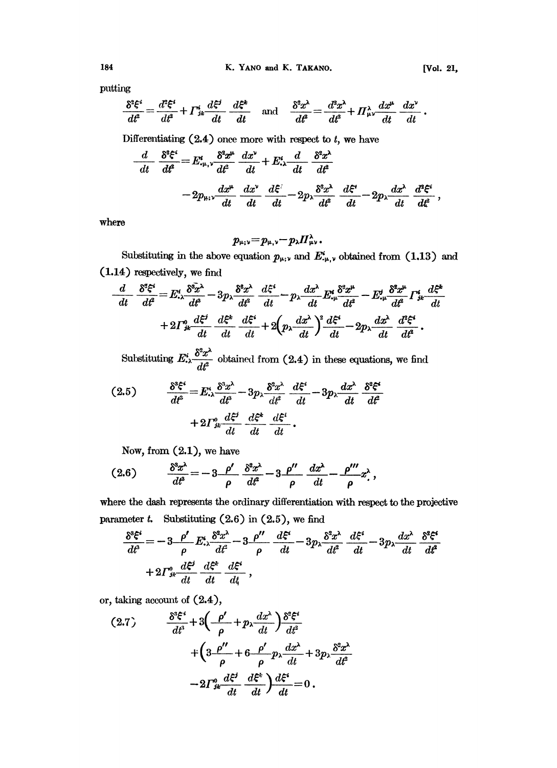putting

$$\frac{\delta^2\xi^i}{dt^2}=\frac{d^2\xi^i}{dt^2}+\Gamma^i_{jk}\frac{d\xi^j}{dt}\frac{d\xi^k}{dt}\quad\text{and}\quad\frac{\delta^2x^\lambda}{dt^2}=\frac{d^2x^\lambda}{dt^2}+\Pi^\lambda_{\mu\nu}\frac{dx^\mu}{dt}\frac{dx^\nu}{dt}.$$

Differentiating (2.4) once more with respect to $t$, we have

$$\frac{d}{dt}\frac{\delta^2\xi^i}{dt^2}=E^i_{\cdot\mu,\nu}\frac{\delta^2x^\mu}{dt^2}\frac{dx^\nu}{dt}+E^i_{\cdot\lambda}\frac{d}{dt}\frac{\delta^2x^\lambda}{dt^2}$$
$$-2p_{\mu;\nu}\frac{dx^\mu}{dt}\frac{dx^\nu}{dt}\frac{d\xi^i}{dt}-2p_\lambda\frac{\delta^2x^\lambda}{dt^2}\frac{d\xi^i}{dt}-2p_\lambda\frac{dx^\lambda}{dt}\frac{d^2\xi^i}{dt^2},$$

where

$$p_{\mu;\nu}=p_{\mu,\nu}-p_\lambda\Pi^\lambda_{\mu\nu}.$$

Substituting in the above equation $p_{\mu;\nu}$ and $E^i_{\cdot\mu,\nu}$ obtained from (1.13) and (1.14) respectively, we find

$$\frac{d}{dt}\frac{\delta^2\xi^i}{dt^2}=E^i_{\cdot\lambda}\frac{\delta^3x^\lambda}{dt^3}-3p_\lambda\frac{\delta^2x^\lambda}{dt^2}\frac{d\xi^i}{dt}-p_\lambda\frac{dx^\lambda}{dt}E^i_{\cdot\mu}\frac{\delta^2x^\mu}{dt^2}-E^j_{\cdot\mu}\frac{\delta^2x^\mu}{dt^2}\Gamma^i_{jk}\frac{d\xi^k}{dt}$$
$$+2\Gamma^0_{jk}\frac{d\xi^j}{dt}\frac{d\xi^k}{dt}\frac{d\xi^i}{dt}+2\left(p_\lambda\frac{dx^\lambda}{dt}\right)^2\frac{d\xi^i}{dt}-2p_\lambda\frac{dx^\lambda}{dt}\frac{d^2\xi^i}{dt^2}.$$

Substituting $E^i_{\cdot\lambda}\dfrac{\delta^2x^\lambda}{dt^2}$ obtained from (2.4) in these equations, we find

$$\frac{\delta^3\xi^i}{dt^3}=E^i_{\cdot\lambda}\frac{\delta^3x^\lambda}{dt^3}-3p_\lambda\frac{\delta^2x^\lambda}{dt^2}\frac{d\xi^i}{dt}-3p_\lambda\frac{dx^\lambda}{dt}\frac{\delta^2\xi^i}{dt^2}$$
$$+2\Gamma^0_{jk}\frac{d\xi^j}{dt}\frac{d\xi^k}{dt}\frac{d\xi^i}{dt}. \tag{2.5}$$

Now, from (2.1), we have

$$\frac{\delta^3x^\lambda}{dt^3}=-3\frac{\rho'}{\rho}\frac{\delta^2x^\lambda}{dt^2}-3\frac{\rho''}{\rho}\frac{dx^\lambda}{dt}-\frac{\rho'''}{\rho}x^\lambda_{\cdot}, \tag{2.6}$$

where the dash represents the ordinary differentiation with respect to the projective parameter $t$. Substituting (2.6) in (2.5), we find

$$\frac{\delta^3\xi^i}{dt^3}=-3\frac{\rho'}{\rho}E^i_{\cdot\lambda}\frac{\delta^2x^\lambda}{dt^2}-3\frac{\rho''}{\rho}\frac{d\xi^i}{dt}-3p_\lambda\frac{\delta^2x^\lambda}{dt^2}\frac{d\xi^i}{dt}-3p_\lambda\frac{dx^\lambda}{dt}\frac{\delta^2\xi^i}{dt^2}$$
$$+2\Gamma^0_{jk}\frac{d\xi^j}{dt}\frac{d\xi^k}{dt}\frac{d\xi^i}{dt},$$

or, taking account of (2.4),

$$\frac{\delta^3\xi^i}{dt^3}+3\left(\frac{\rho'}{\rho}+p_\lambda\frac{dx^\lambda}{dt}\right)\frac{\delta^2\xi^i}{dt^2}$$
$$+\left(3\frac{\rho''}{\rho}+6\frac{\rho'}{\rho}p_\lambda\frac{dx^\lambda}{dt}+3p_\lambda\frac{\delta^2x^\lambda}{dt^2}\right.$$
$$\left.-2\Gamma^0_{jk}\frac{d\xi^j}{dt}\frac{d\xi^k}{dt}\right)\frac{d\xi^i}{dt}=0. \tag{2.7}$$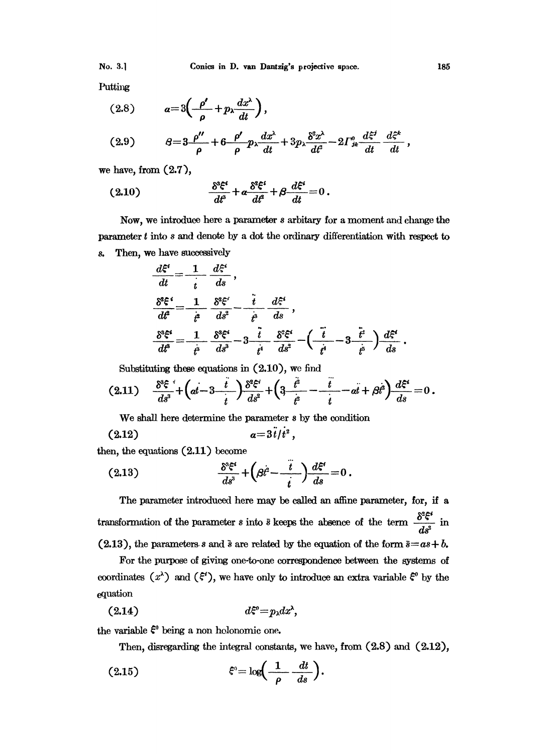Putting

$$\alpha=3\left(\frac{\rho'}{\rho}+p_\lambda\frac{dx^\lambda}{dt}\right), \tag{2.8}$$

$$\beta=3\frac{\rho''}{\rho}+6\frac{\rho'}{\rho}p_\lambda\frac{dx^\lambda}{dt}+3p_\lambda\frac{\delta^2x^\lambda}{dt^2}-2\Gamma^0_{jk}\frac{d\xi^j}{dt}\frac{d\xi^k}{dt}, \tag{2.9}$$

we have, from (2.7),

$$\frac{\delta^3\xi^i}{dt^3}+\alpha\frac{\delta^2\xi^i}{dt^2}+\beta\frac{d\xi^i}{dt}=0. \tag{2.10}$$

Now, we introduce here a parameter $s$ arbitary for a moment and change the parameter $t$ into $s$ and denote by a dot the ordinary differentiation with respect to $s$. Then, we have successively

$$\frac{d\xi^i}{dt}=\frac{1}{\dot t}\frac{d\xi^i}{ds},$$

$$\frac{\delta^2\xi^i}{dt^2}=\frac{1}{\dot t^2}\frac{\delta^2\xi^i}{ds^2}-\frac{\ddot t}{\dot t^3}\frac{d\xi^i}{ds},$$

$$\frac{\delta^3\xi^i}{dt^3}=\frac{1}{\dot t^3}\frac{\delta^3\xi^i}{ds^3}-3\frac{\ddot t}{\dot t^4}\frac{\delta^2\xi^i}{ds^2}-\left(\frac{\dddot t}{\dot t^4}-3\frac{\ddot t^2}{\dot t^5}\right)\frac{d\xi^i}{ds}.$$

Substituting these equations in (2.10), we find

$$\frac{\delta^3\xi^i}{ds^3}+\left(\alpha\dot t-3\frac{\ddot t}{\dot t}\right)\frac{\delta^2\xi^i}{ds^2}+\left(3\frac{\ddot t^2}{\dot t^2}-\frac{\dddot t}{\dot t}-\alpha\ddot t+\beta\dot t^2\right)\frac{d\xi^i}{ds}=0. \tag{2.11}$$

We shall here determine the parameter $s$ by the condition

$$\alpha=3\ddot t/\dot t^2, \tag{2.12}$$

then, the equations (2.11) become

$$\frac{\delta^3\xi^i}{ds^3}+\left(\beta\dot t^2-\frac{\dddot t}{\dot t}\right)\frac{d\xi^i}{ds}=0. \tag{2.13}$$

The parameter introduced here may be called an affine parameter, for, if a transformation of the parameter $s$ into $\bar s$ keeps the absence of the term $\frac{\delta^2\xi^i}{ds^2}$ in (2.13), the parameters $s$ and $\bar s$ are related by the equation of the form $\bar s=as+b$.

For the purpose of giving one-to-one correspondence between the systems of coordinates $(x^\lambda)$ and $(\xi^i)$, we have only to introduce an extra variable $\xi^0$ by the equation

$$d\xi^0=p_\lambda dx^\lambda, \tag{2.14}$$

the variable $\xi^0$ being a non holonomic one.

Then, disregarding the integral constants, we have, from (2.8) and (2.12),

$$\xi^0=\log\left(\frac{1}{\rho}\frac{dt}{ds}\right). \tag{2.15}$$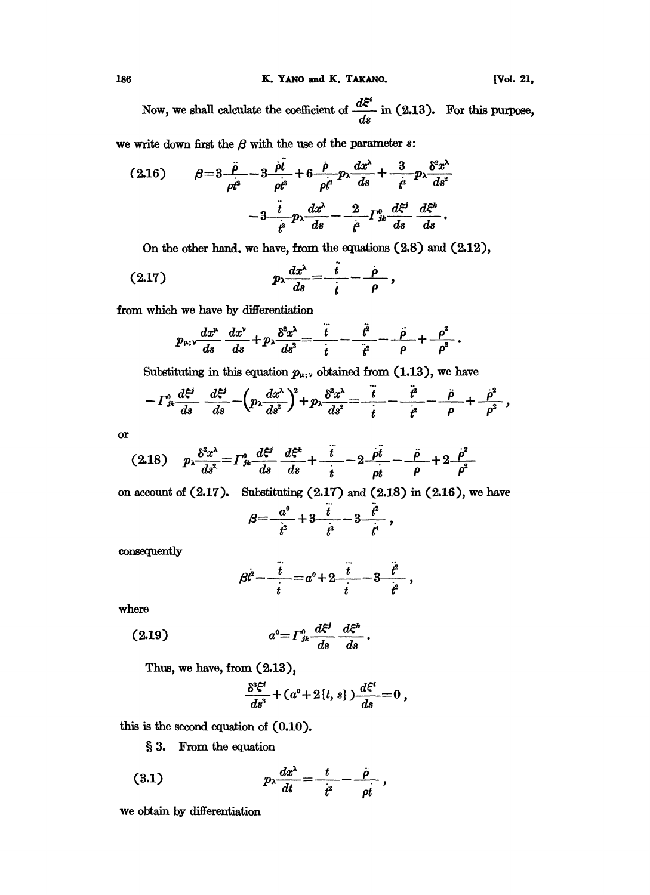Now, we shall calculate the coefficient of $\frac{d\xi^i}{ds}$ in (2.13). For this purpose, we write down first the $\beta$ with the use of the parameter $s$:

$$\beta = 3\frac{\ddot{\rho}}{\rho \dot{t}^2} - 3\frac{\dot{\rho}\ddot{t}}{\rho \dot{t}^3} + 6\frac{\dot{\rho}}{\rho \dot{t}^2} p_\lambda \frac{dx^\lambda}{ds} + \frac{3}{\dot{t}^2} p_\lambda \frac{\delta^2 x^\lambda}{ds^2}$$
$$- 3\frac{\ddot{t}}{\dot{t}^3} p_\lambda \frac{dx^\lambda}{ds} - \frac{2}{\dot{t}^2} \Gamma^0_{jk} \frac{d\xi^j}{ds} \frac{d\xi^k}{ds}. \tag{2.16}$$

On the other hand, we have, from the equations (2.8) and (2.12),

$$p_\lambda \frac{dx^\lambda}{ds} = \frac{\ddot{t}}{\dot{t}} - \frac{\dot{\rho}}{\rho}, \tag{2.17}$$

from which we have by differentiation

$$p_{\mu;\nu} \frac{dx^\mu}{ds} \frac{dx^\nu}{ds} + p_\lambda \frac{\delta^2 x^\lambda}{ds^2} = \frac{\dddot{t}}{\dot{t}} - \frac{\ddot{t}^2}{\dot{t}^2} - \frac{\ddot{\rho}}{\rho} + \frac{\dot{\rho}^2}{\rho^2}.$$

Substituting in this equation $p_{\mu;\nu}$ obtained from (1.13), we have

$$-\Gamma^0_{jk} \frac{d\xi^j}{ds} \frac{d\xi^k}{ds} - \left(p_\lambda \frac{dx^\lambda}{ds^2}\right)^2 + p_\lambda \frac{\delta^2 x^\lambda}{ds^2} = \frac{\dddot{t}}{\dot{t}} - \frac{\ddot{t}^2}{\dot{t}^2} - \frac{\ddot{\rho}}{\rho} + \frac{\dot{\rho}^2}{\rho^2},$$

or

$$p_\lambda \frac{\delta^2 x^\lambda}{ds^2} = \Gamma^0_{jk} \frac{d\xi^j}{ds} \frac{d\xi^k}{ds} + \frac{\dddot{t}}{\dot{t}} - 2\frac{\dot{\rho}\ddot{t}}{\rho \dot{t}} - \frac{\ddot{\rho}}{\rho} + 2\frac{\dot{\rho}^2}{\rho^2} \tag{2.18}$$

on account of (2.17). Substituting (2.17) and (2.18) in (2.16), we have

$$\beta = \frac{a^0}{\dot{t}^2} + 3\frac{\dddot{t}}{\dot{t}^3} - 3\frac{\ddot{t}^2}{\dot{t}^4},$$

consequently

$$\beta \dot{t}^2 - \frac{\dddot{t}}{\dot{t}} = a^0 + 2\frac{\dddot{t}}{\dot{t}} - 3\frac{\ddot{t}^2}{\dot{t}^2},$$

where

$$a^0 = \Gamma^0_{jk} \frac{d\xi^j}{ds} \frac{d\xi^k}{ds}. \tag{2.19}$$

Thus, we have, from (2.13),

$$\frac{\delta^3 \xi^i}{ds^3} + (a^0 + 2\{t, s\}) \frac{d\xi^i}{ds} = 0,$$

this is the second equation of (0.10).

## § 3.

From the equation

$$p_\lambda \frac{dx^\lambda}{dt} = \frac{\ddot{t}}{\dot{t}^2} - \frac{\dot{\rho}}{\rho \dot{t}}, \tag{3.1}$$

we obtain by differentiation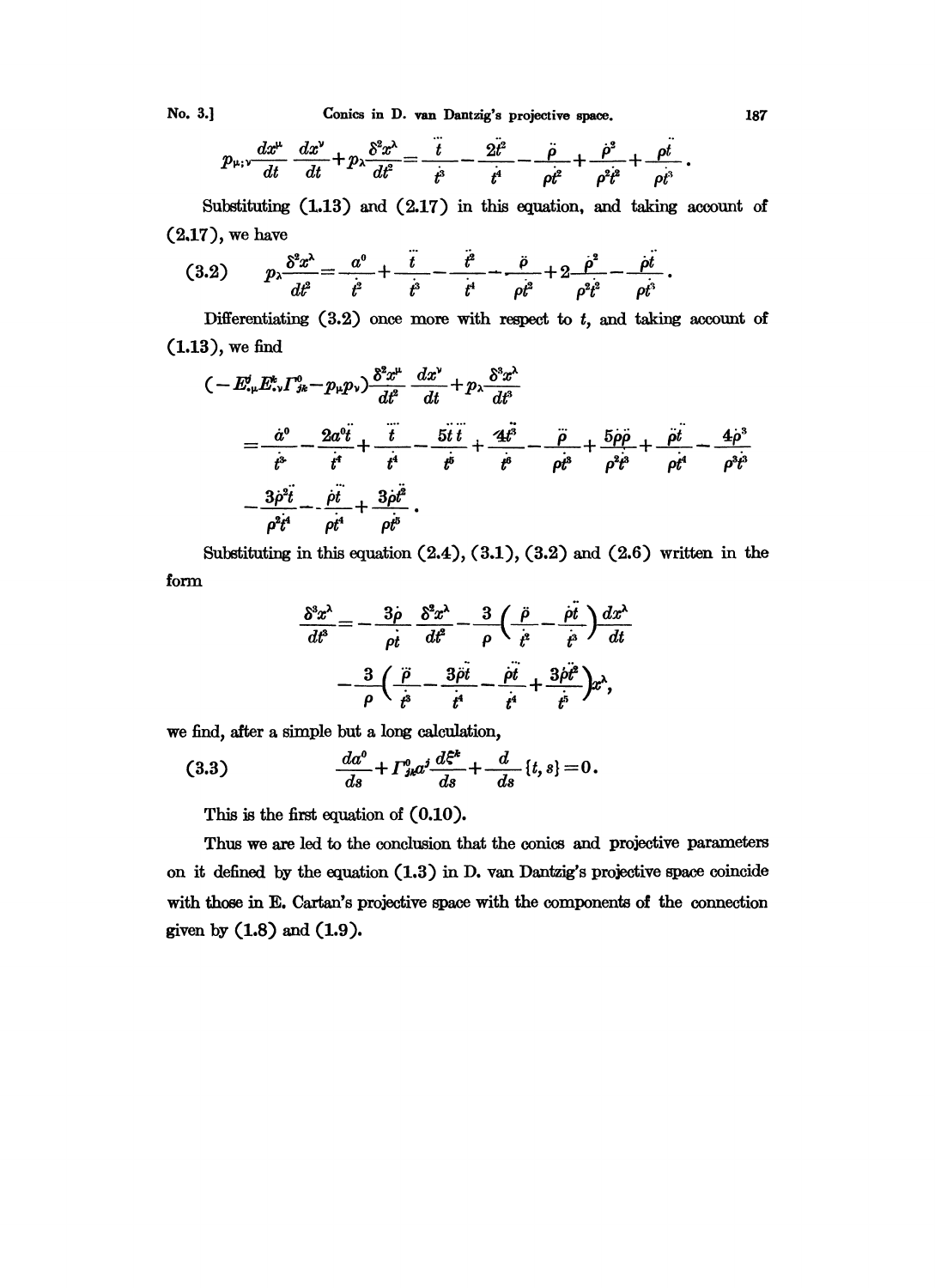$$p_{\mu;\nu}\frac{dx^\mu}{dt}\frac{dx^\nu}{dt}+p_\lambda\frac{\delta^2 x^\lambda}{dt^2}=\frac{\dddot{t}}{\dot{t}^3}-\frac{2\ddot{t}^2}{\dot{t}^4}-\frac{\ddot{\rho}}{\rho\dot{t}^2}+\frac{\dot{\rho}^2}{\rho^2\dot{t}^2}+\frac{\dot{\rho}\ddot{t}}{\rho\dot{t}^3}.$$

Substituting (1.13) and (2.17) in this equation, and taking account of (2.17), we have

$$(3.2)\qquad p_\lambda\frac{\delta^2 x^\lambda}{dt^2}=\frac{a^0}{\dot{t}^2}+\frac{\dddot{t}}{\dot{t}^3}-\frac{\ddot{t}^2}{\dot{t}^4}-\frac{\ddot{\rho}}{\rho\dot{t}^2}+2\frac{\dot{\rho}^2}{\rho^2\dot{t}^2}-\frac{\dot{\rho}\ddot{t}}{\rho\dot{t}^3}.$$

Differentiating (3.2) once more with respect to $t$, and taking account of (1.13), we find

$$(-E^j_{.\mu}E^k_{.\nu}\Gamma^0_{jk}-p_\mu p_\nu)\frac{\delta^2 x^\mu}{dt^2}\frac{dx^\nu}{dt}+p_\lambda\frac{\delta^3 x^\lambda}{dt^3}$$

$$=\frac{\dot{a}^0}{\dot{t}^3}-\frac{2a^0\ddot{t}}{\dot{t}^4}+\frac{\ddddot{t}}{\dot{t}^4}-\frac{5\ddot{t}\,\dddot{t}}{\dot{t}^5}+\frac{4\ddot{t}^3}{\dot{t}^6}-\frac{\dddot{\rho}}{\rho\dot{t}^3}+\frac{5\dot{\rho}\ddot{\rho}}{\rho^2\dot{t}^3}+\frac{\ddot{\rho}\ddot{t}}{\rho\dot{t}^4}-\frac{4\dot{\rho}^3}{\rho^3\dot{t}^3}$$

$$-\frac{3\dot{\rho}^2\ddot{t}}{\rho^2\dot{t}^4}-\frac{\dot{\rho}\dddot{t}}{\rho\dot{t}^4}+\frac{3\dot{\rho}\ddot{t}^2}{\rho\dot{t}^5}.$$

Substituting in this equation (2.4), (3.1), (3.2) and (2.6) written in the form

$$\frac{\delta^3 x^\lambda}{dt^3}=-\frac{3\dot{\rho}}{\rho\dot{t}}\frac{\delta^2 x^\lambda}{dt^2}-\frac{3}{\rho}\left(\frac{\ddot{\rho}}{\dot{t}^2}-\frac{\dot{\rho}\ddot{t}}{\dot{t}^3}\right)\frac{dx^\lambda}{dt}$$

$$-\frac{3}{\rho}\left(\frac{\dddot{\rho}}{\dot{t}^3}-\frac{3\ddot{\rho}\ddot{t}}{\dot{t}^4}-\frac{\dot{\rho}\dddot{t}}{\dot{t}^4}+\frac{3\dot{\rho}\ddot{t}^2}{\dot{t}^5}\right)x^\lambda,$$

we find, after a simple but a long calculation,

$$(3.3)\qquad \frac{da^0}{ds}+\Gamma^0_{jk}a^j\frac{d\xi^k}{ds}+\frac{d}{ds}\{t,s\}=0.$$

This is the first equation of (0.10).

Thus we are led to the conclusion that the conics and projective parameters on it defined by the equation (1.3) in D. van Dantzig's projective space coincide with those in E. Cartan's projective space with the components of the connection given by (1.8) and (1.9).